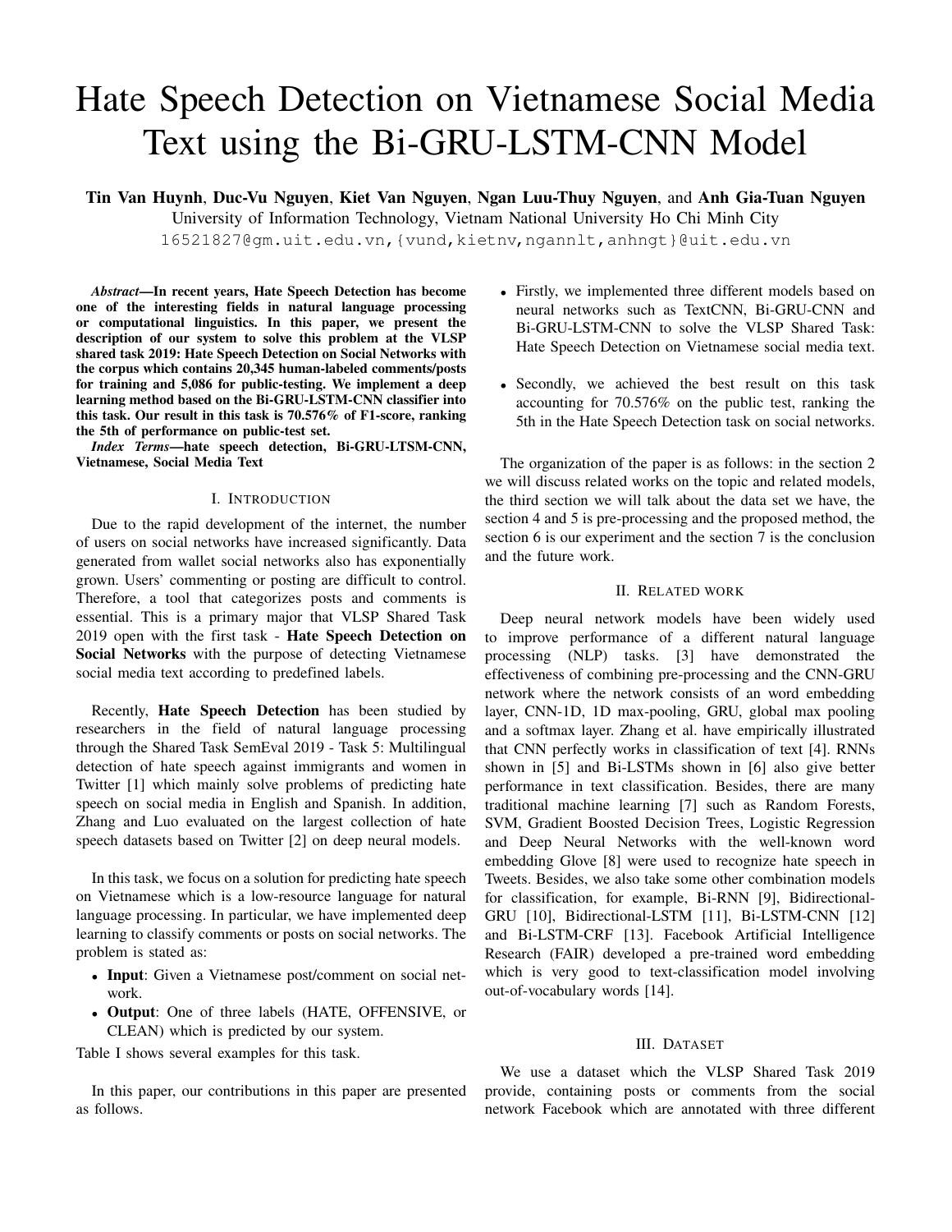# Hate Speech Detection on Vietnamese Social Media Text using the Bi-GRU-LSTM-CNN Model

**Tin Van Huynh**, **Duc-Vu Nguyen**, **Kiet Van Nguyen**, **Ngan Luu-Thuy Nguyen**, and **Anh Gia-Tuan Nguyen**

University of Information Technology, Vietnam National University Ho Chi Minh City

16521827@gm.uit.edu.vn,{vund,kietnv,ngannlt,anhngt}@uit.edu.vn

***Abstract*—In recent years, Hate Speech Detection has become one of the interesting fields in natural language processing or computational linguistics. In this paper, we present the description of our system to solve this problem at the VLSP shared task 2019: Hate Speech Detection on Social Networks with the corpus which contains 20,345 human-labeled comments/posts for training and 5,086 for public-testing. We implement a deep learning method based on the Bi-GRU-LSTM-CNN classifier into this task. Our result in this task is 70.576% of F1-score, ranking the 5th of performance on public-test set.**

***Index Terms*—hate speech detection, Bi-GRU-LTSM-CNN, Vietnamese, Social Media Text**

## I. Introduction

Due to the rapid development of the internet, the number of users on social networks have increased significantly. Data generated from wallet social networks also has exponentially grown. Users' commenting or posting are difficult to control. Therefore, a tool that categorizes posts and comments is essential. This is a primary major that VLSP Shared Task 2019 open with the first task - **Hate Speech Detection on Social Networks** with the purpose of detecting Vietnamese social media text according to predefined labels.

Recently, **Hate Speech Detection** has been studied by researchers in the field of natural language processing through the Shared Task SemEval 2019 - Task 5: Multilingual detection of hate speech against immigrants and women in Twitter [1] which mainly solve problems of predicting hate speech on social media in English and Spanish. In addition, Zhang and Luo evaluated on the largest collection of hate speech datasets based on Twitter [2] on deep neural models.

In this task, we focus on a solution for predicting hate speech on Vietnamese which is a low-resource language for natural language processing. In particular, we have implemented deep learning to classify comments or posts on social networks. The problem is stated as:

- **Input**: Given a Vietnamese post/comment on social network.
- **Output**: One of three labels (HATE, OFFENSIVE, or CLEAN) which is predicted by our system.

Table I shows several examples for this task.

In this paper, our contributions in this paper are presented as follows.

- Firstly, we implemented three different models based on neural networks such as TextCNN, Bi-GRU-CNN and Bi-GRU-LSTM-CNN to solve the VLSP Shared Task: Hate Speech Detection on Vietnamese social media text.
- Secondly, we achieved the best result on this task accounting for 70.576% on the public test, ranking the 5th in the Hate Speech Detection task on social networks.

The organization of the paper is as follows: in the section 2 we will discuss related works on the topic and related models, the third section we will talk about the data set we have, the section 4 and 5 is pre-processing and the proposed method, the section 6 is our experiment and the section 7 is the conclusion and the future work.

## II. Related work

Deep neural network models have been widely used to improve performance of a different natural language processing (NLP) tasks. [3] have demonstrated the effectiveness of combining pre-processing and the CNN-GRU network where the network consists of an word embedding layer, CNN-1D, 1D max-pooling, GRU, global max pooling and a softmax layer. Zhang et al. have empirically illustrated that CNN perfectly works in classification of text [4]. RNNs shown in [5] and Bi-LSTMs shown in [6] also give better performance in text classification. Besides, there are many traditional machine learning [7] such as Random Forests, SVM, Gradient Boosted Decision Trees, Logistic Regression and Deep Neural Networks with the well-known word embedding Glove [8] were used to recognize hate speech in Tweets. Besides, we also take some other combination models for classification, for example, Bi-RNN [9], Bidirectional-GRU [10], Bidirectional-LSTM [11], Bi-LSTM-CNN [12] and Bi-LSTM-CRF [13]. Facebook Artificial Intelligence Research (FAIR) developed a pre-trained word embedding which is very good to text-classification model involving out-of-vocabulary words [14].

## III. Dataset

We use a dataset which the VLSP Shared Task 2019 provide, containing posts or comments from the social network Facebook which are annotated with three different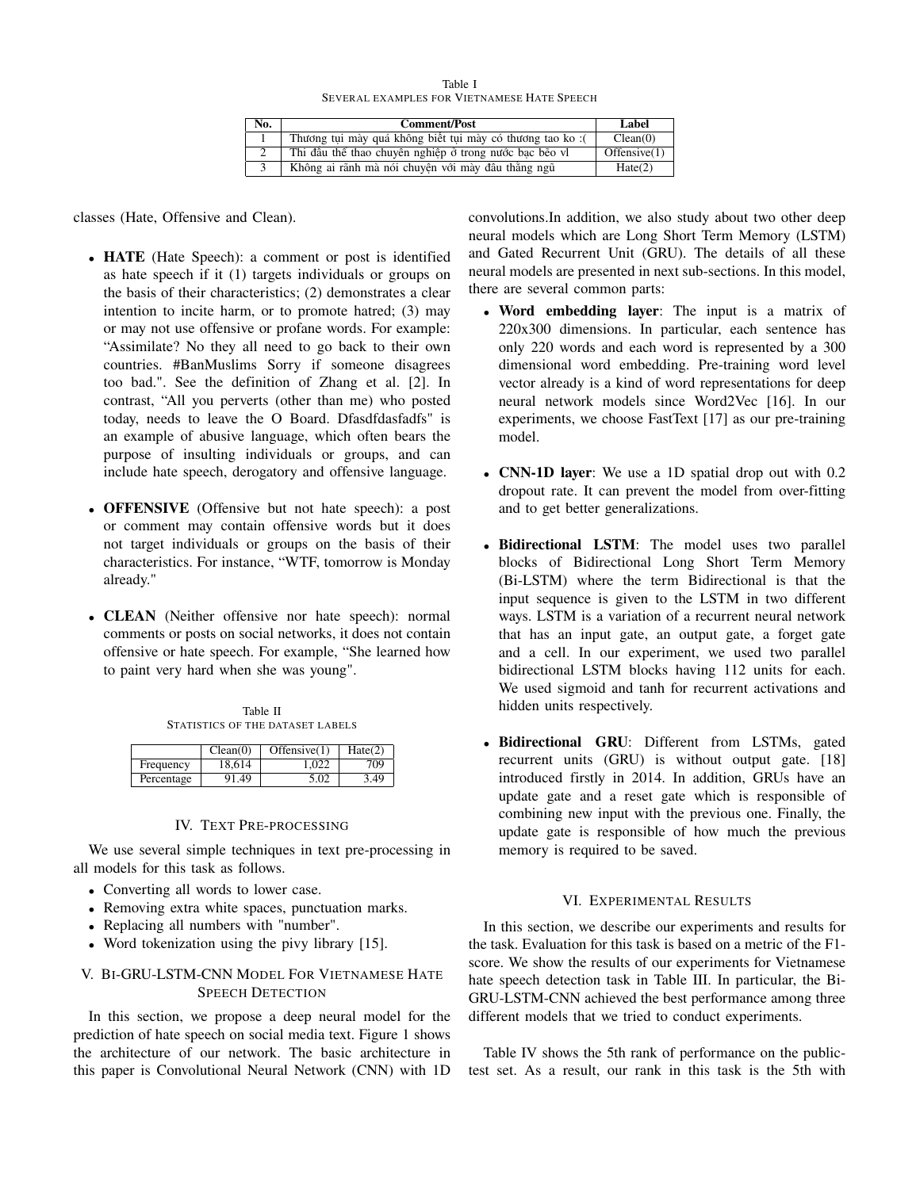Table I
SEVERAL EXAMPLES FOR VIETNAMESE HATE SPEECH

| No. | Comment/Post | Label |
|---|---|---|
| 1 | Thương tụi mày quá không biết tụi mày có thương tao ko :( | Clean(0) |
| 2 | Thi đấu thể thao chuyên nghiệp ở trong nước bạc bẽo vl | Offensive(1) |
| 3 | Không ai rãnh mà nói chuyện với mày đâu thằng ngu | Hate(2) |

classes (Hate, Offensive and Clean).

- **HATE** (Hate Speech): a comment or post is identified as hate speech if it (1) targets individuals or groups on the basis of their characteristics; (2) demonstrates a clear intention to incite harm, or to promote hatred; (3) may or may not use offensive or profane words. For example: "Assimilate? No they all need to go back to their own countries. #BanMuslims Sorry if someone disagrees too bad.". See the definition of Zhang et al. [2]. In contrast, "All you perverts (other than me) who posted today, needs to leave the O Board. Dfasdfdasfadfs" is an example of abusive language, which often bears the purpose of insulting individuals or groups, and can include hate speech, derogatory and offensive language.
- **OFFENSIVE** (Offensive but not hate speech): a post or comment may contain offensive words but it does not target individuals or groups on the basis of their characteristics. For instance, "WTF, tomorrow is Monday already."
- **CLEAN** (Neither offensive nor hate speech): normal comments or posts on social networks, it does not contain offensive or hate speech. For example, "She learned how to paint very hard when she was young".

Table II
STATISTICS OF THE DATASET LABELS

| | Clean(0) | Offensive(1) | Hate(2) |
|---|---|---|---|
| Frequency | 18,614 | 1,022 | 709 |
| Percentage | 91.49 | 5.02 | 3.49 |

## IV. Text Pre-processing

We use several simple techniques in text pre-processing in all models for this task as follows.

- Converting all words to lower case.
- Removing extra white spaces, punctuation marks.
- Replacing all numbers with "number".
- Word tokenization using the pivy library [15].

## V. Bi-GRU-LSTM-CNN Model For Vietnamese Hate Speech Detection

In this section, we propose a deep neural model for the prediction of hate speech on social media text. Figure 1 shows the architecture of our network. The basic architecture in this paper is Convolutional Neural Network (CNN) with 1D convolutions.In addition, we also study about two other deep neural models which are Long Short Term Memory (LSTM) and Gated Recurrent Unit (GRU). The details of all these neural models are presented in next sub-sections. In this model, there are several common parts:

- **Word embedding layer**: The input is a matrix of 220x300 dimensions. In particular, each sentence has only 220 words and each word is represented by a 300 dimensional word embedding. Pre-training word level vector already is a kind of word representations for deep neural network models since Word2Vec [16]. In our experiments, we choose FastText [17] as our pre-training model.
- **CNN-1D layer**: We use a 1D spatial drop out with 0.2 dropout rate. It can prevent the model from over-fitting and to get better generalizations.
- **Bidirectional LSTM**: The model uses two parallel blocks of Bidirectional Long Short Term Memory (Bi-LSTM) where the term Bidirectional is that the input sequence is given to the LSTM in two different ways. LSTM is a variation of a recurrent neural network that has an input gate, an output gate, a forget gate and a cell. In our experiment, we used two parallel bidirectional LSTM blocks having 112 units for each. We used sigmoid and tanh for recurrent activations and hidden units respectively.
- **Bidirectional GRU**: Different from LSTMs, gated recurrent units (GRU) is without output gate. [18] introduced firstly in 2014. In addition, GRUs have an update gate and a reset gate which is responsible for combining new input with the previous one. Finally, the update gate is responsible of how much the previous memory is required to be saved.

## VI. Experimental Results

In this section, we describe our experiments and results for the task. Evaluation for this task is based on a metric of the F1-score. We show the results of our experiments for Vietnamese hate speech detection task in Table III. In particular, the Bi-GRU-LSTM-CNN achieved the best performance among three different models that we tried to conduct experiments.

Table IV shows the 5th rank of performance on the public-test set. As a result, our rank in this task is the 5th with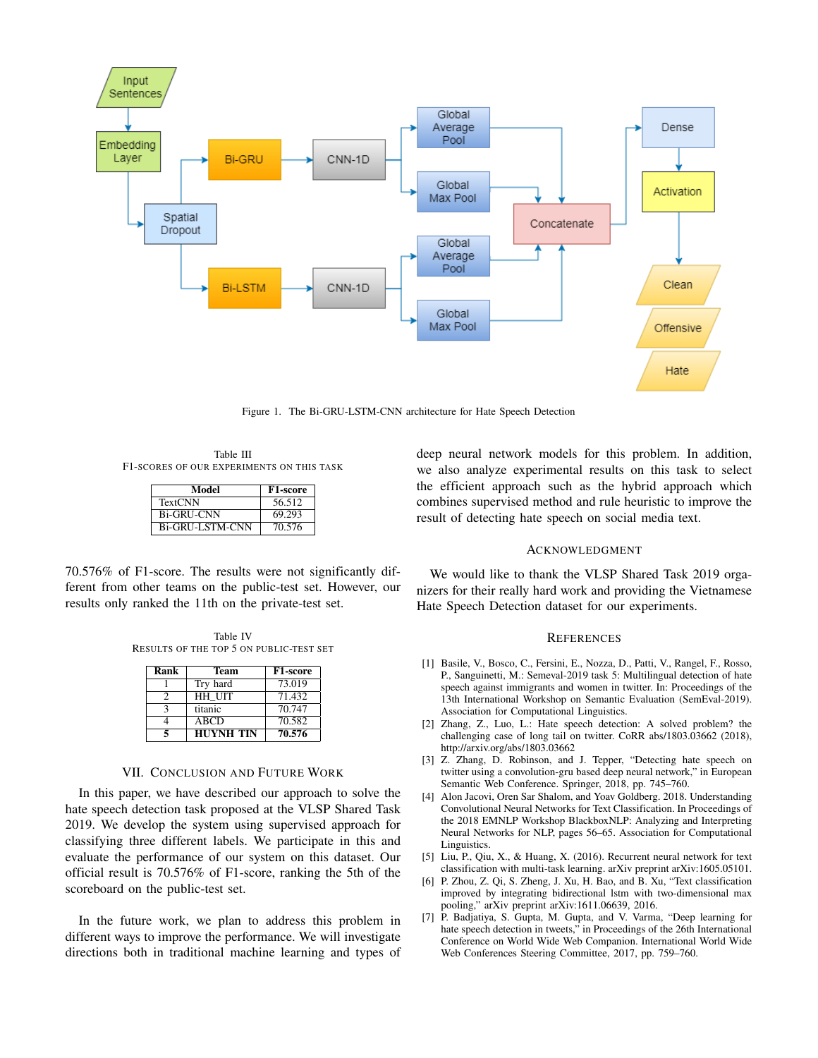Figure 1. The Bi-GRU-LSTM-CNN architecture for Hate Speech Detection

Table III
F1-SCORES OF OUR EXPERIMENTS ON THIS TASK

| Model | F1-score |
|---|---|
| TextCNN | 56.512 |
| Bi-GRU-CNN | 69.293 |
| Bi-GRU-LSTM-CNN | 70.576 |

70.576% of F1-score. The results were not significantly different from other teams on the public-test set. However, our results only ranked the 11th on the private-test set.

Table IV
RESULTS OF THE TOP 5 ON PUBLIC-TEST SET

| Rank | Team | F1-score |
|---|---|---|
| 1 | Try hard | 73.019 |
| 2 | HH_UIT | 71.432 |
| 3 | titanic | 70.747 |
| 4 | ABCD | 70.582 |
| **5** | **HUYNH TIN** | **70.576** |

## VII. CONCLUSION AND FUTURE WORK

In this paper, we have described our approach to solve the hate speech detection task proposed at the VLSP Shared Task 2019. We develop the system using supervised approach for classifying three different labels. We participate in this and evaluate the performance of our system on this dataset. Our official result is 70.576% of F1-score, ranking the 5th of the scoreboard on the public-test set.

In the future work, we plan to address this problem in different ways to improve the performance. We will investigate directions both in traditional machine learning and types of deep neural network models for this problem. In addition, we also analyze experimental results on this task to select the efficient approach such as the hybrid approach which combines supervised method and rule heuristic to improve the result of detecting hate speech on social media text.

## ACKNOWLEDGMENT

We would like to thank the VLSP Shared Task 2019 organizers for their really hard work and providing the Vietnamese Hate Speech Detection dataset for our experiments.

## REFERENCES

[1] Basile, V., Bosco, C., Fersini, E., Nozza, D., Patti, V., Rangel, F., Rosso, P., Sanguinetti, M.: Semeval-2019 task 5: Multilingual detection of hate speech against immigrants and women in twitter. In: Proceedings of the 13th International Workshop on Semantic Evaluation (SemEval-2019). Association for Computational Linguistics.

[2] Zhang, Z., Luo, L.: Hate speech detection: A solved problem? the challenging case of long tail on twitter. CoRR abs/1803.03662 (2018), http://arxiv.org/abs/1803.03662

[3] Z. Zhang, D. Robinson, and J. Tepper, "Detecting hate speech on twitter using a convolution-gru based deep neural network," in European Semantic Web Conference. Springer, 2018, pp. 745–760.

[4] Alon Jacovi, Oren Sar Shalom, and Yoav Goldberg. 2018. Understanding Convolutional Neural Networks for Text Classification. In Proceedings of the 2018 EMNLP Workshop BlackboxNLP: Analyzing and Interpreting Neural Networks for NLP, pages 56–65. Association for Computational Linguistics.

[5] Liu, P., Qiu, X., & Huang, X. (2016). Recurrent neural network for text classification with multi-task learning. arXiv preprint arXiv:1605.05101.

[6] P. Zhou, Z. Qi, S. Zheng, J. Xu, H. Bao, and B. Xu, "Text classification improved by integrating bidirectional lstm with two-dimensional max pooling," arXiv preprint arXiv:1611.06639, 2016.

[7] P. Badjatiya, S. Gupta, M. Gupta, and V. Varma, "Deep learning for hate speech detection in tweets," in Proceedings of the 26th International Conference on World Wide Web Companion. International World Wide Web Conferences Steering Committee, 2017, pp. 759–760.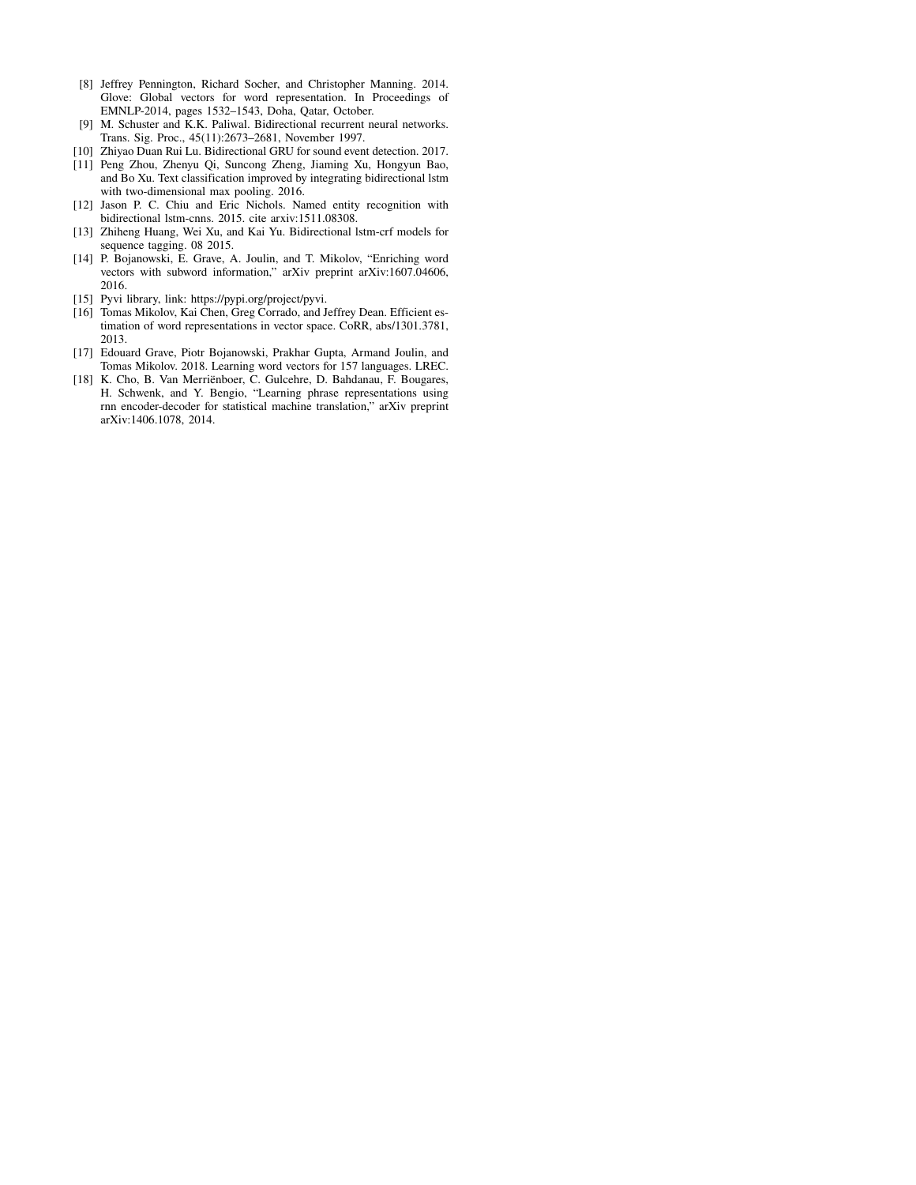[8] Jeffrey Pennington, Richard Socher, and Christopher Manning. 2014. Glove: Global vectors for word representation. In Proceedings of EMNLP-2014, pages 1532–1543, Doha, Qatar, October.

[9] M. Schuster and K.K. Paliwal. Bidirectional recurrent neural networks. Trans. Sig. Proc., 45(11):2673–2681, November 1997.

[10] Zhiyao Duan Rui Lu. Bidirectional GRU for sound event detection. 2017.

[11] Peng Zhou, Zhenyu Qi, Suncong Zheng, Jiaming Xu, Hongyun Bao, and Bo Xu. Text classification improved by integrating bidirectional lstm with two-dimensional max pooling. 2016.

[12] Jason P. C. Chiu and Eric Nichols. Named entity recognition with bidirectional lstm-cnns. 2015. cite arxiv:1511.08308.

[13] Zhiheng Huang, Wei Xu, and Kai Yu. Bidirectional lstm-crf models for sequence tagging. 08 2015.

[14] P. Bojanowski, E. Grave, A. Joulin, and T. Mikolov, "Enriching word vectors with subword information," arXiv preprint arXiv:1607.04606, 2016.

[15] Pyvi library, link: https://pypi.org/project/pyvi.

[16] Tomas Mikolov, Kai Chen, Greg Corrado, and Jeffrey Dean. Efficient estimation of word representations in vector space. CoRR, abs/1301.3781, 2013.

[17] Edouard Grave, Piotr Bojanowski, Prakhar Gupta, Armand Joulin, and Tomas Mikolov. 2018. Learning word vectors for 157 languages. LREC.

[18] K. Cho, B. Van Merriënboer, C. Gulcehre, D. Bahdanau, F. Bougares, H. Schwenk, and Y. Bengio, "Learning phrase representations using rnn encoder-decoder for statistical machine translation," arXiv preprint arXiv:1406.1078, 2014.